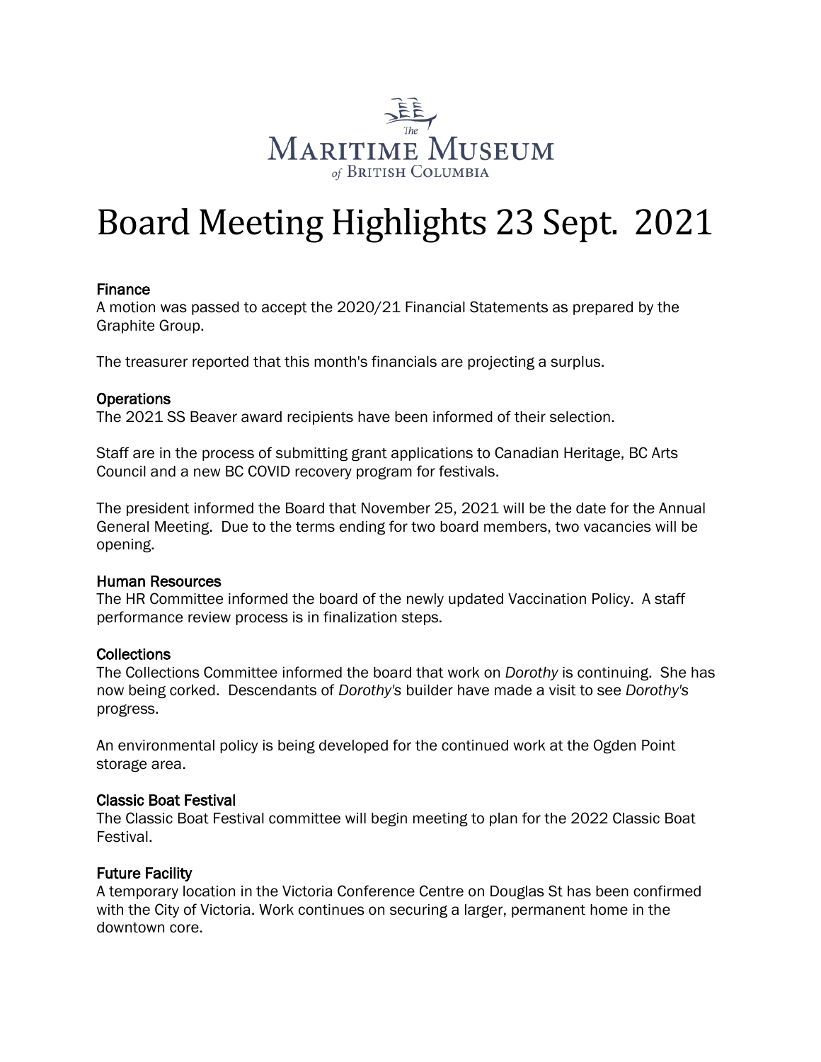The Maritime Museum of British Columbia

# Board Meeting Highlights 23 Sept. 2021

### Finance

A motion was passed to accept the 2020/21 Financial Statements as prepared by the Graphite Group.

The treasurer reported that this month's financials are projecting a surplus.

### Operations

The 2021 SS Beaver award recipients have been informed of their selection.

Staff are in the process of submitting grant applications to Canadian Heritage, BC Arts Council and a new BC COVID recovery program for festivals.

The president informed the Board that November 25, 2021 will be the date for the Annual General Meeting. Due to the terms ending for two board members, two vacancies will be opening.

### Human Resources

The HR Committee informed the board of the newly updated Vaccination Policy. A staff performance review process is in finalization steps.

### Collections

The Collections Committee informed the board that work on *Dorothy* is continuing. She has now being corked. Descendants of *Dorothy's* builder have made a visit to see *Dorothy's* progress.

An environmental policy is being developed for the continued work at the Ogden Point storage area.

### Classic Boat Festival

The Classic Boat Festival committee will begin meeting to plan for the 2022 Classic Boat Festival.

### Future Facility

A temporary location in the Victoria Conference Centre on Douglas St has been confirmed with the City of Victoria. Work continues on securing a larger, permanent home in the downtown core.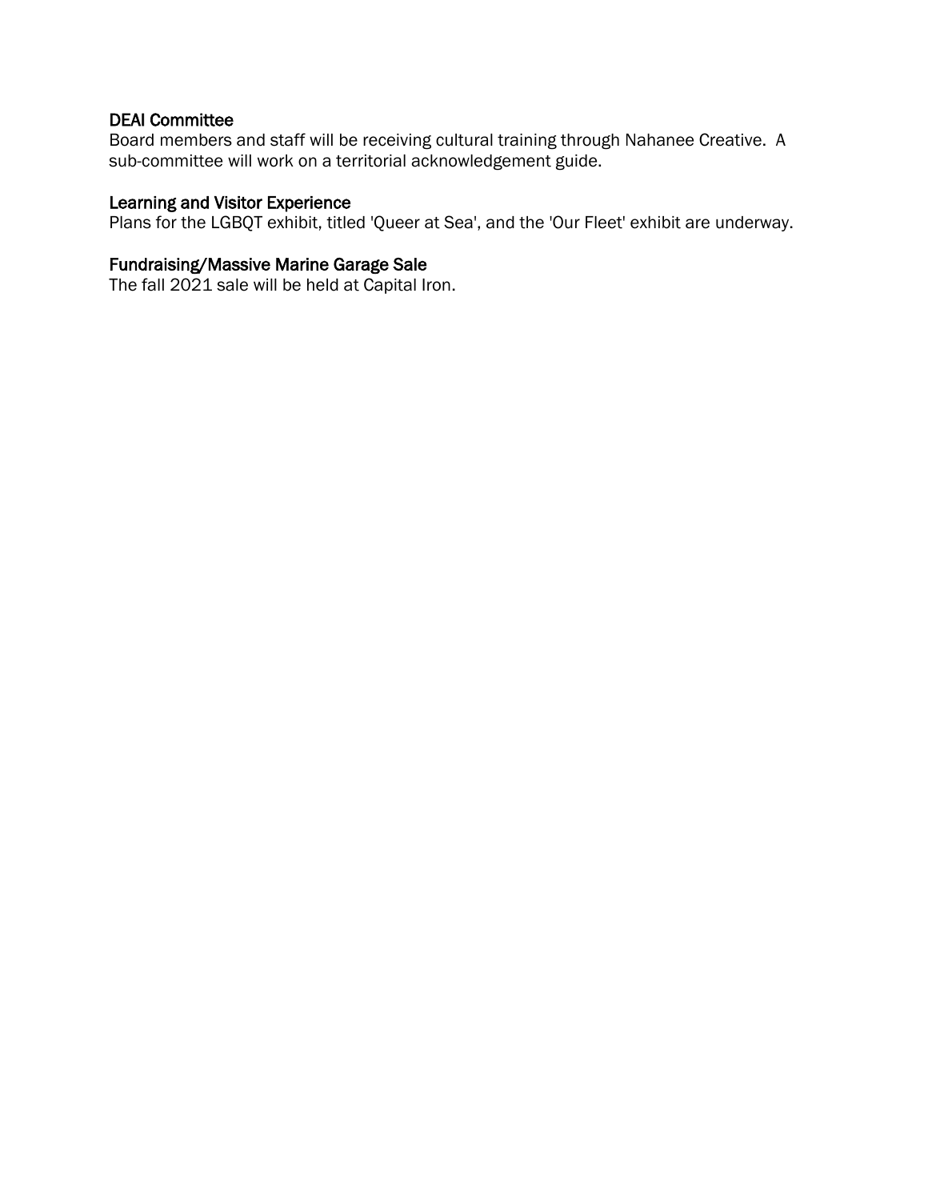### DEAI Committee

Board members and staff will be receiving cultural training through Nahanee Creative. A sub-committee will work on a territorial acknowledgement guide.

### Learning and Visitor Experience

Plans for the LGBQT exhibit, titled 'Queer at Sea', and the 'Our Fleet' exhibit are underway.

### Fundraising/Massive Marine Garage Sale

The fall 2021 sale will be held at Capital Iron.